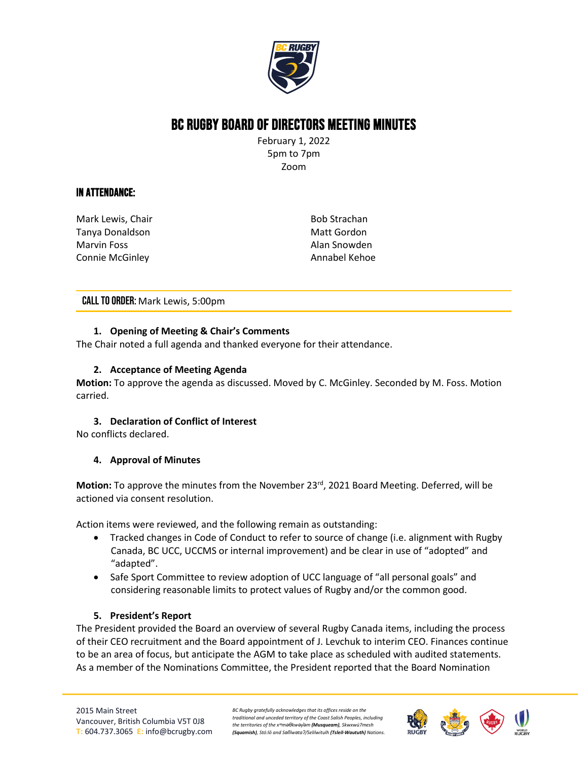# BC RUGBY BOARD OF DIRECTORS MEETING MINUTES

February 1, 2022
5pm to 7pm
Zoom

## IN ATTENDANCE:

Mark Lewis, Chair
Tanya Donaldson
Marvin Foss
Connie McGinley
Bob Strachan
Matt Gordon
Alan Snowden
Annabel Kehoe

**CALL TO ORDER:** Mark Lewis, 5:00pm

### 1. Opening of Meeting & Chair's Comments

The Chair noted a full agenda and thanked everyone for their attendance.

### 2. Acceptance of Meeting Agenda

**Motion:** To approve the agenda as discussed. Moved by C. McGinley. Seconded by M. Foss. Motion carried.

### 3. Declaration of Conflict of Interest

No conflicts declared.

### 4. Approval of Minutes

**Motion:** To approve the minutes from the November 23rd, 2021 Board Meeting. Deferred, will be actioned via consent resolution.

Action items were reviewed, and the following remain as outstanding:

- Tracked changes in Code of Conduct to refer to source of change (i.e. alignment with Rugby Canada, BC UCC, UCCMS or internal improvement) and be clear in use of "adopted" and "adapted".
- Safe Sport Committee to review adoption of UCC language of "all personal goals" and considering reasonable limits to protect values of Rugby and/or the common good.

### 5. President's Report

The President provided the Board an overview of several Rugby Canada items, including the process of their CEO recruitment and the Board appointment of J. Levchuk to interim CEO. Finances continue to be an area of focus, but anticipate the AGM to take place as scheduled with audited statements. As a member of the Nominations Committee, the President reported that the Board Nomination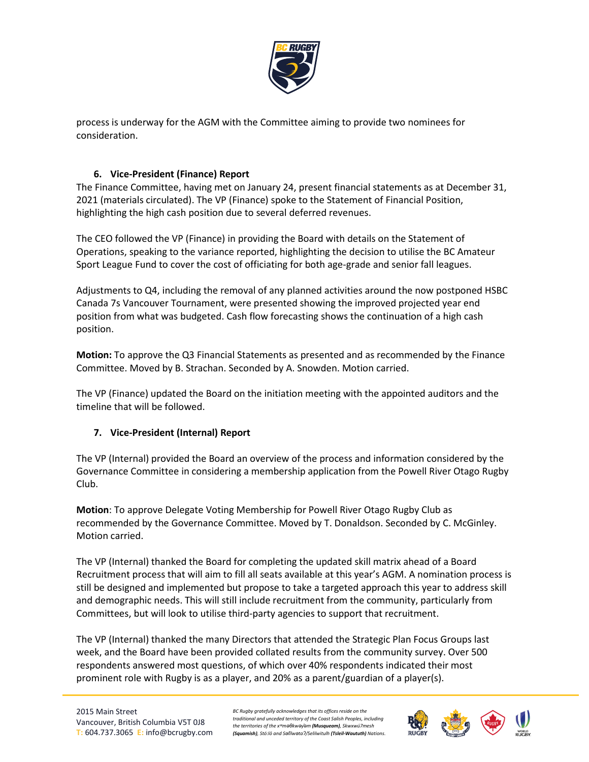process is underway for the AGM with the Committee aiming to provide two nominees for consideration.

## 6. Vice-President (Finance) Report

The Finance Committee, having met on January 24, present financial statements as at December 31, 2021 (materials circulated). The VP (Finance) spoke to the Statement of Financial Position, highlighting the high cash position due to several deferred revenues.

The CEO followed the VP (Finance) in providing the Board with details on the Statement of Operations, speaking to the variance reported, highlighting the decision to utilise the BC Amateur Sport League Fund to cover the cost of officiating for both age-grade and senior fall leagues.

Adjustments to Q4, including the removal of any planned activities around the now postponed HSBC Canada 7s Vancouver Tournament, were presented showing the improved projected year end position from what was budgeted. Cash flow forecasting shows the continuation of a high cash position.

**Motion:** To approve the Q3 Financial Statements as presented and as recommended by the Finance Committee. Moved by B. Strachan. Seconded by A. Snowden. Motion carried.

The VP (Finance) updated the Board on the initiation meeting with the appointed auditors and the timeline that will be followed.

## 7. Vice-President (Internal) Report

The VP (Internal) provided the Board an overview of the process and information considered by the Governance Committee in considering a membership application from the Powell River Otago Rugby Club.

**Motion**: To approve Delegate Voting Membership for Powell River Otago Rugby Club as recommended by the Governance Committee. Moved by T. Donaldson. Seconded by C. McGinley. Motion carried.

The VP (Internal) thanked the Board for completing the updated skill matrix ahead of a Board Recruitment process that will aim to fill all seats available at this year's AGM. A nomination process is still be designed and implemented but propose to take a targeted approach this year to address skill and demographic needs. This will still include recruitment from the community, particularly from Committees, but will look to utilise third-party agencies to support that recruitment.

The VP (Internal) thanked the many Directors that attended the Strategic Plan Focus Groups last week, and the Board have been provided collated results from the community survey. Over 500 respondents answered most questions, of which over 40% respondents indicated their most prominent role with Rugby is as a player, and 20% as a parent/guardian of a player(s).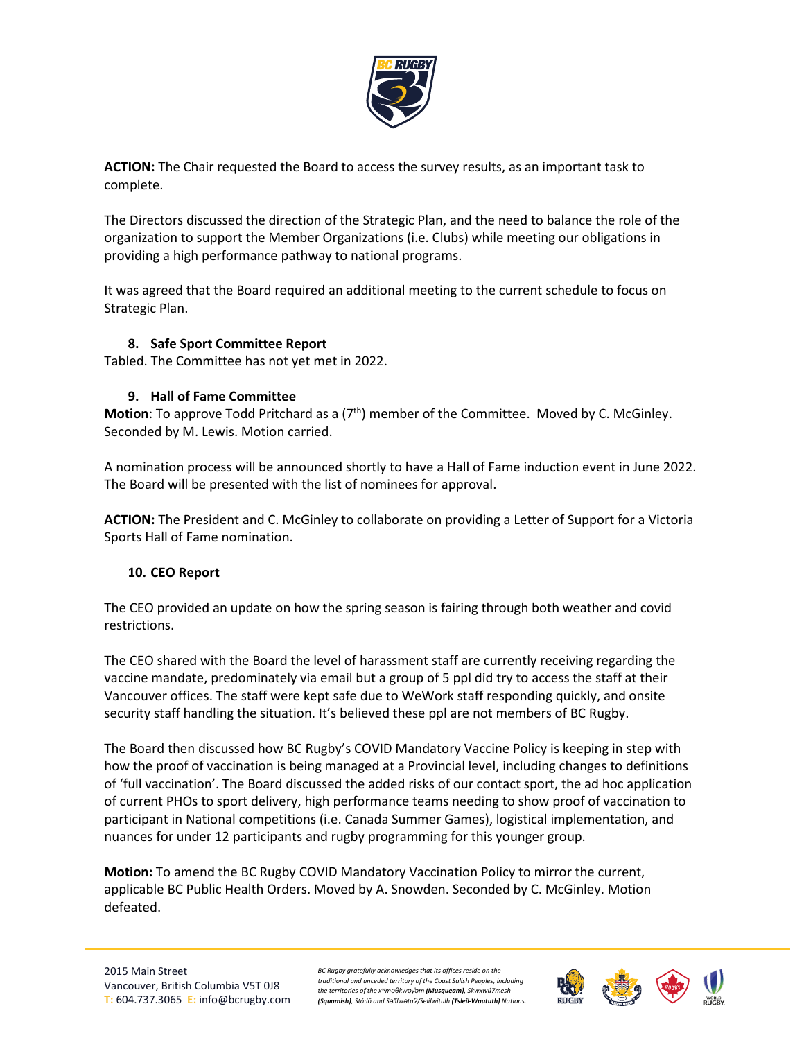**ACTION:** The Chair requested the Board to access the survey results, as an important task to complete.

The Directors discussed the direction of the Strategic Plan, and the need to balance the role of the organization to support the Member Organizations (i.e. Clubs) while meeting our obligations in providing a high performance pathway to national programs.

It was agreed that the Board required an additional meeting to the current schedule to focus on Strategic Plan.

## 8. Safe Sport Committee Report

Tabled. The Committee has not yet met in 2022.

## 9. Hall of Fame Committee

**Motion**: To approve Todd Pritchard as a (7th) member of the Committee. Moved by C. McGinley. Seconded by M. Lewis. Motion carried.

A nomination process will be announced shortly to have a Hall of Fame induction event in June 2022. The Board will be presented with the list of nominees for approval.

**ACTION:** The President and C. McGinley to collaborate on providing a Letter of Support for a Victoria Sports Hall of Fame nomination.

## 10. CEO Report

The CEO provided an update on how the spring season is fairing through both weather and covid restrictions.

The CEO shared with the Board the level of harassment staff are currently receiving regarding the vaccine mandate, predominately via email but a group of 5 ppl did try to access the staff at their Vancouver offices. The staff were kept safe due to WeWork staff responding quickly, and onsite security staff handling the situation. It's believed these ppl are not members of BC Rugby.

The Board then discussed how BC Rugby's COVID Mandatory Vaccine Policy is keeping in step with how the proof of vaccination is being managed at a Provincial level, including changes to definitions of 'full vaccination'. The Board discussed the added risks of our contact sport, the ad hoc application of current PHOs to sport delivery, high performance teams needing to show proof of vaccination to participant in National competitions (i.e. Canada Summer Games), logistical implementation, and nuances for under 12 participants and rugby programming for this younger group.

**Motion:** To amend the BC Rugby COVID Mandatory Vaccination Policy to mirror the current, applicable BC Public Health Orders. Moved by A. Snowden. Seconded by C. McGinley. Motion defeated.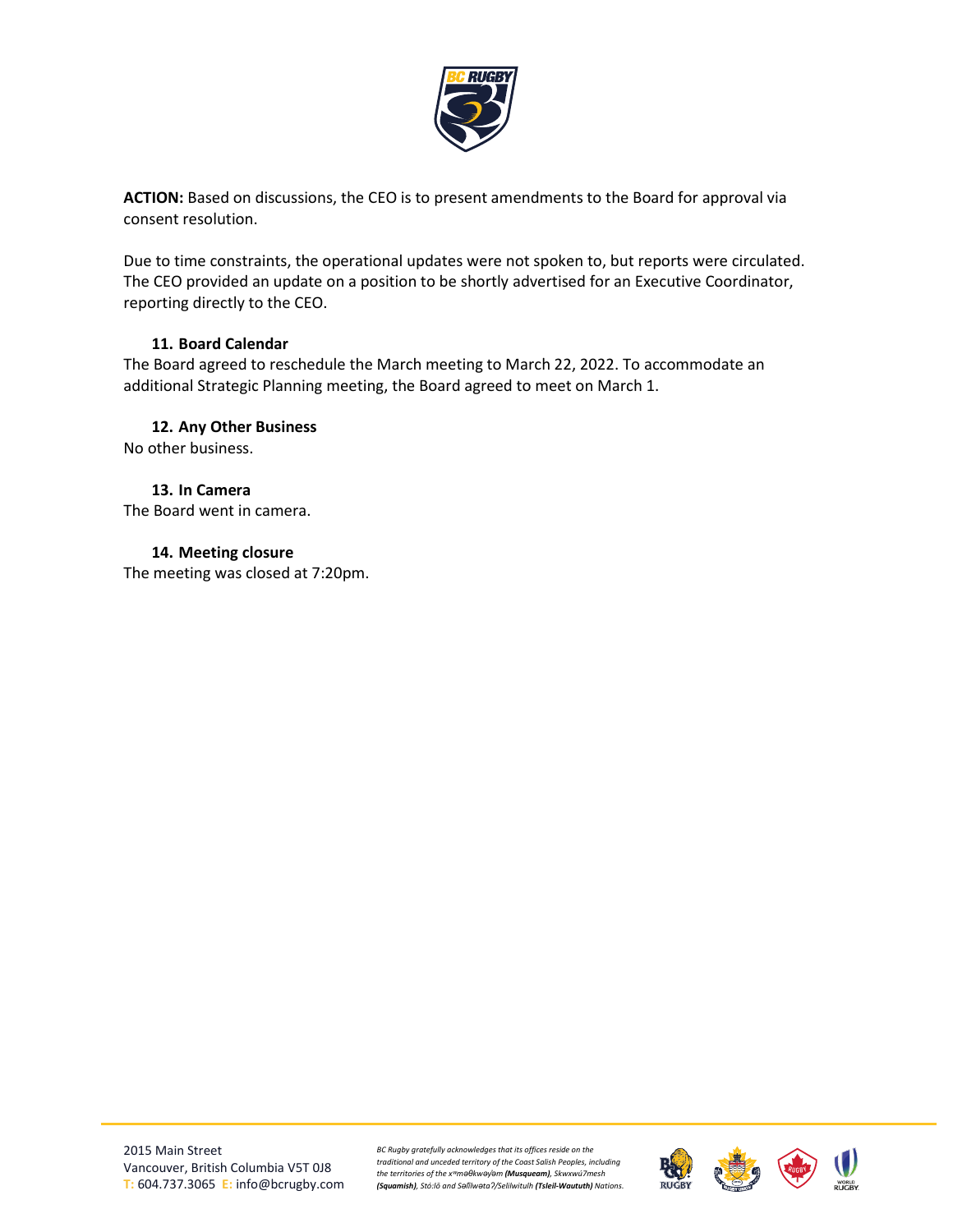**ACTION:** Based on discussions, the CEO is to present amendments to the Board for approval via consent resolution.

Due to time constraints, the operational updates were not spoken to, but reports were circulated. The CEO provided an update on a position to be shortly advertised for an Executive Coordinator, reporting directly to the CEO.

### 11. Board Calendar

The Board agreed to reschedule the March meeting to March 22, 2022. To accommodate an additional Strategic Planning meeting, the Board agreed to meet on March 1.

### 12. Any Other Business

No other business.

### 13. In Camera

The Board went in camera.

### 14. Meeting closure

The meeting was closed at 7:20pm.